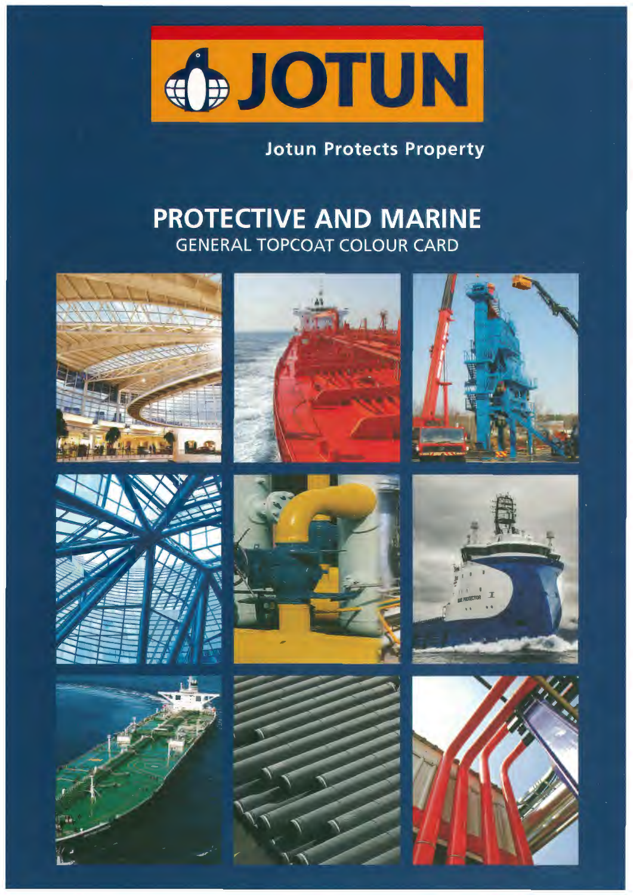# JOTUN

Jotun Protects Property

## PROTECTIVE AND MARINE

GENERAL TOPCOAT COLOUR CARD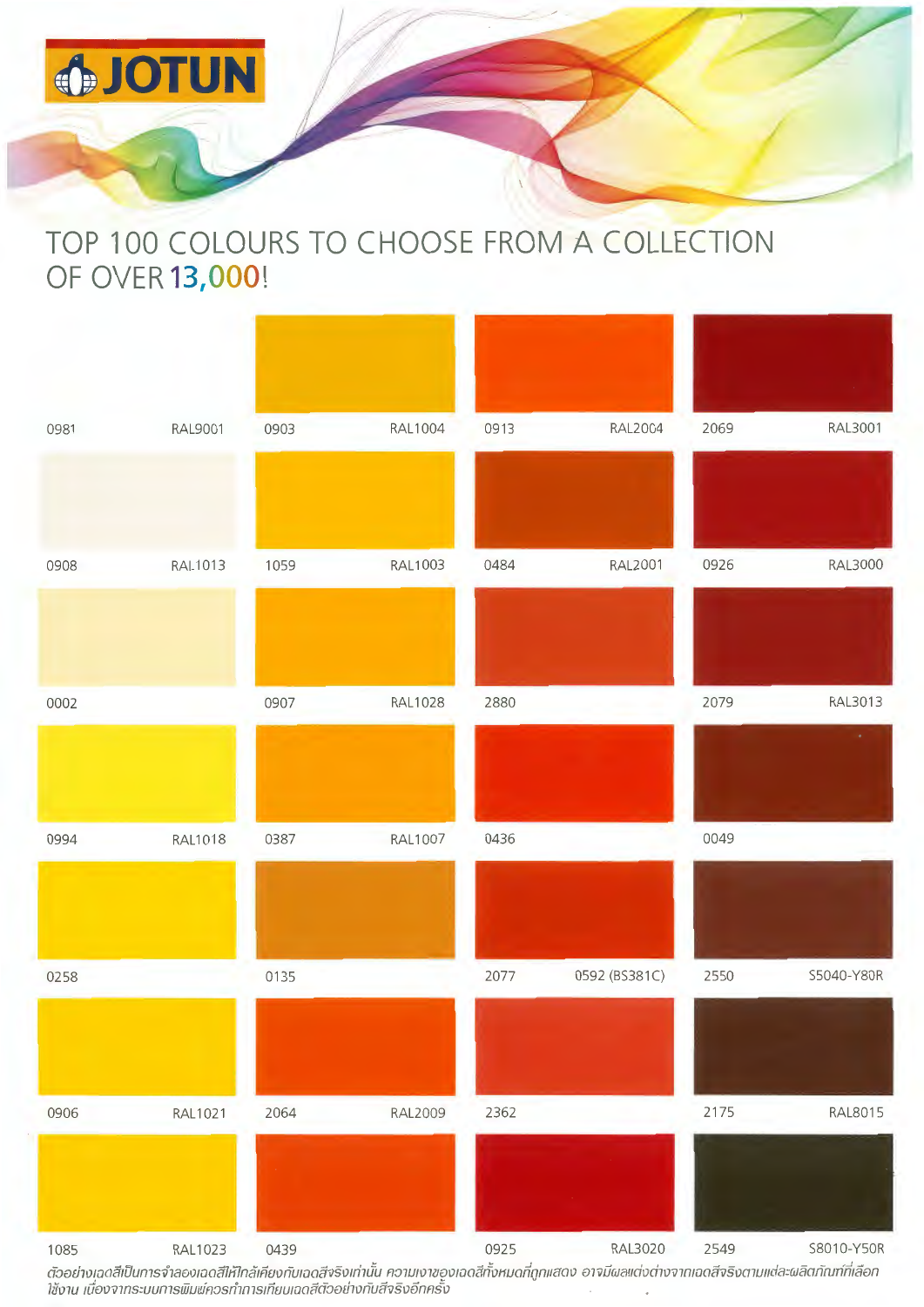# JOTUN

## TOP 100 COLOURS TO CHOOSE FROM A COLLECTION OF OVER 13,000!

| Code | RAL | Code | RAL | Code | RAL | Code | RAL |
|---|---|---|---|---|---|---|---|
| 0981 | RAL9001 | 0903 | RAL1004 | 0913 | RAL2004 | 2069 | RAL3001 |
| 0908 | RAL1013 | 1059 | RAL1003 | 0484 | RAL2001 | 0926 | RAL3000 |
| 0002 | | 0907 | RAL1028 | 2880 | | 2079 | RAL3013 |
| 0994 | RAL1018 | 0387 | RAL1007 | 0436 | | 0049 | |
| 0258 | | 0135 | | 2077 | 0592 (BS381C) | 2550 | S5040-Y80R |
| 0906 | RAL1021 | 2064 | RAL2009 | 2362 | | 2175 | RAL8015 |
| 1085 | RAL1023 | 0439 | | 0925 | RAL3020 | 2549 | S8010-Y50R |

*ตัวอย่างเฉดสีเป็นการจำลองเฉดสีให้ใกล้เคียงกับเฉดสีจริงเท่านั้น ความเงาของเฉดสีทั้งหมดที่ถูกแสดง อาจมีผลแตกต่างจากเฉดสีจริงตามแต่ละผลิตภัณฑ์ที่เลือกใช้งาน เนื่องจากระบบการพิมพ์ควรทำการเทียบเฉดสีตัวอย่างกับสีจริงอีกครั้ง*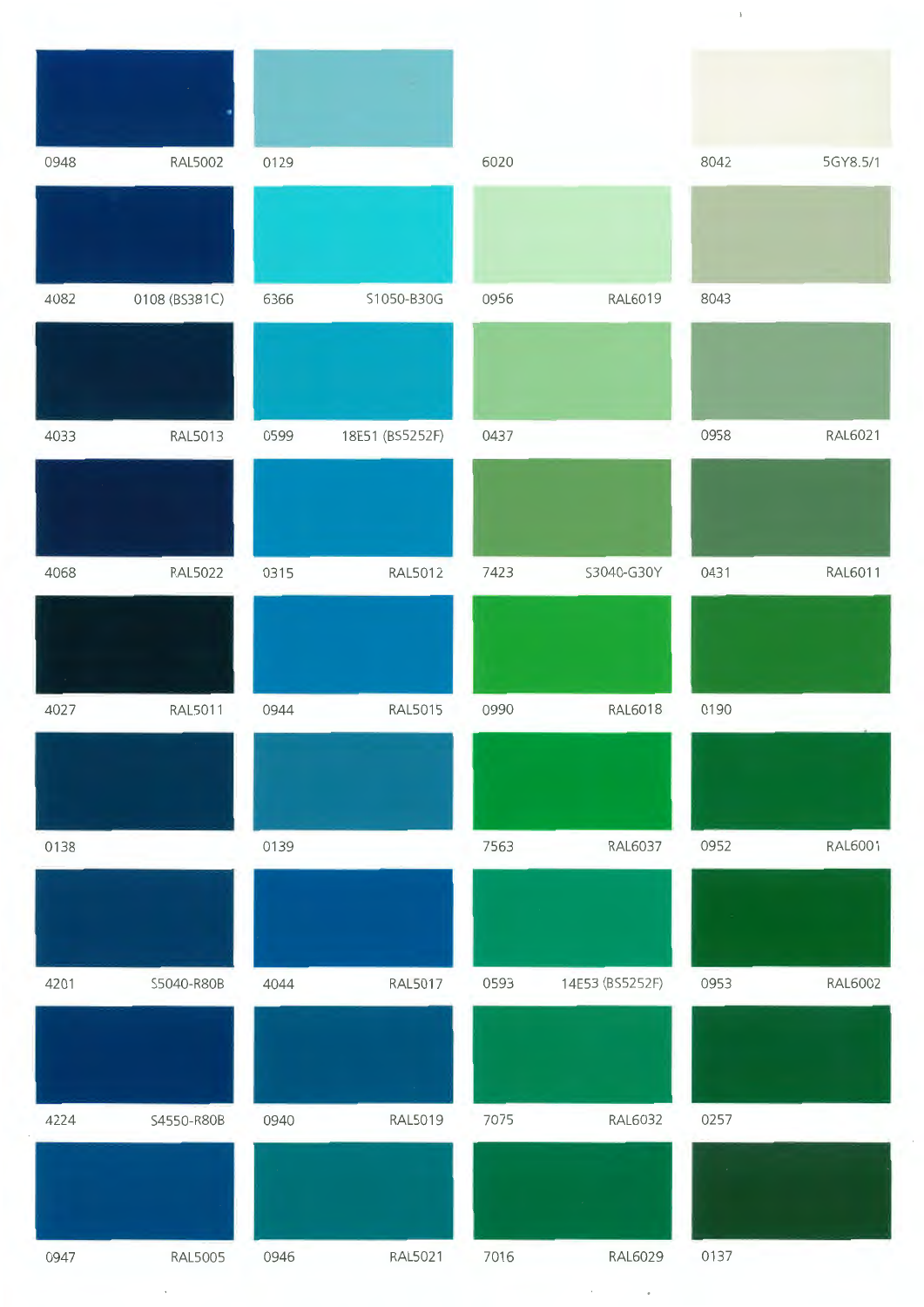| | | | |
|---|---|---|---|
| 0948 RAL5002 | 0129 | 6020 | 8042 5GY8.5/1 |
| 4082 0108 (BS381C) | 6366 S1050-B30G | 0956 RAL6019 | 8043 |
| 4033 RAL5013 | 0599 18E51 (BS5252F) | 0437 | 0958 RAL6021 |
| 4068 RAL5022 | 0315 RAL5012 | 7423 S3040-G30Y | 0431 RAL6011 |
| 4027 RAL5011 | 0944 RAL5015 | 0990 RAL6018 | 0190 |
| 0138 | 0139 | 7563 RAL6037 | 0952 RAL6001 |
| 4201 S5040-R80B | 4044 RAL5017 | 0593 14E53 (BS5252F) | 0953 RAL6002 |
| 4224 S4550-R80B | 0940 RAL5019 | 7075 RAL6032 | 0257 |
| 0947 RAL5005 | 0946 RAL5021 | 7016 RAL6029 | 0137 |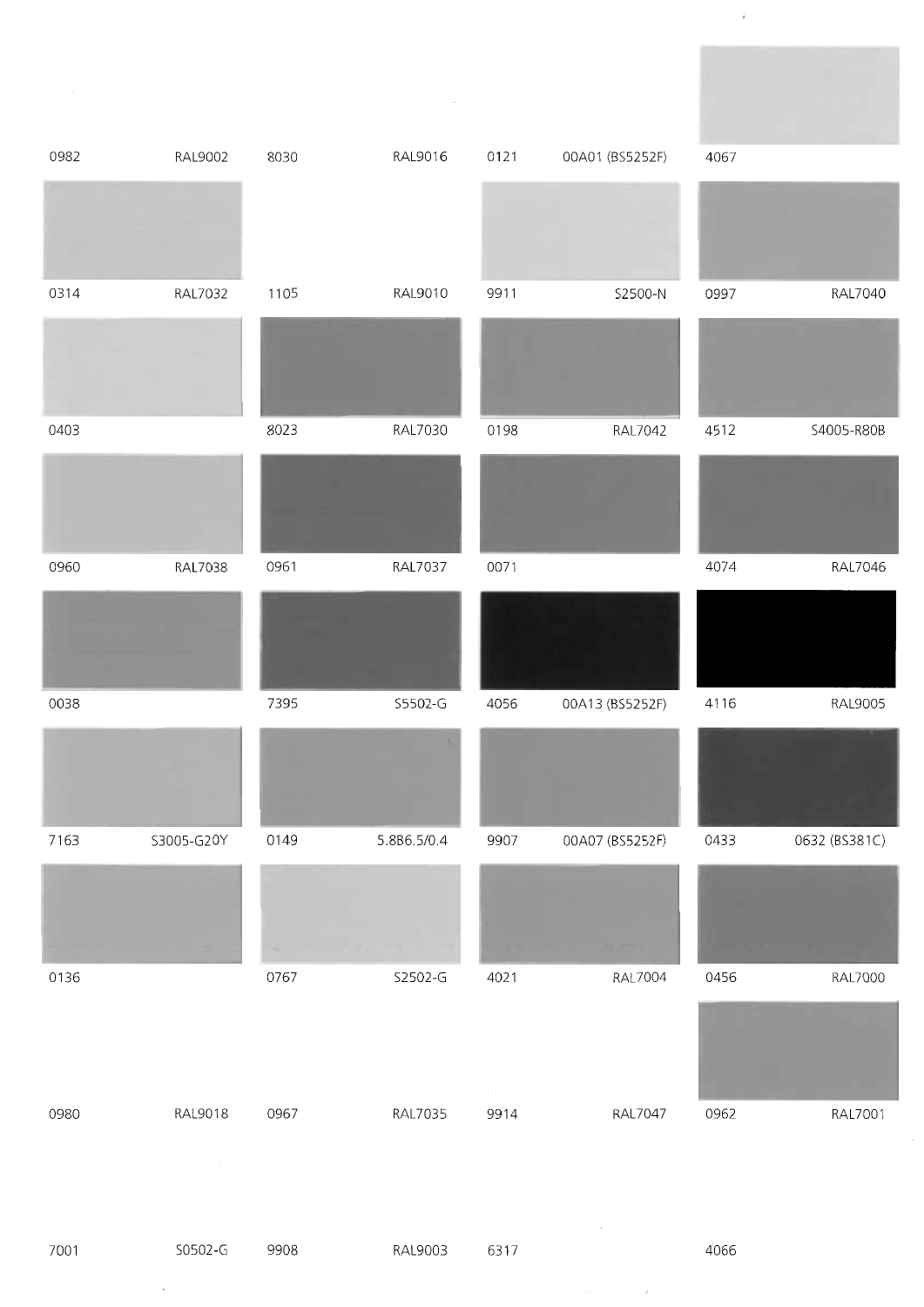| | | | | | | | |
|---|---|---|---|---|---|---|---|
| 0982 | RAL9002 | 8030 | RAL9016 | 0121 | 00A01 (BS5252F) | 4067 | |
| 0314 | RAL7032 | 1105 | RAL9010 | 9911 | S2500-N | 0997 | RAL7040 |
| 0403 | | 8023 | RAL7030 | 0198 | RAL7042 | 4512 | S4005-R80B |
| 0960 | RAL7038 | 0961 | RAL7037 | 0071 | | 4074 | RAL7046 |
| 0038 | | 7395 | S5502-G | 4056 | 00A13 (BS5252F) | 4116 | RAL9005 |
| 7163 | S3005-G20Y | 0149 | 5.8B6.5/0.4 | 9907 | 00A07 (BS5252F) | 0433 | 0632 (BS381C) |
| 0136 | | 0767 | S2502-G | 4021 | RAL7004 | 0456 | RAL7000 |
| 0980 | RAL9018 | 0967 | RAL7035 | 9914 | RAL7047 | 0962 | RAL7001 |
| 7001 | S0502-G | 9908 | RAL9003 | 6317 | | 4066 | |